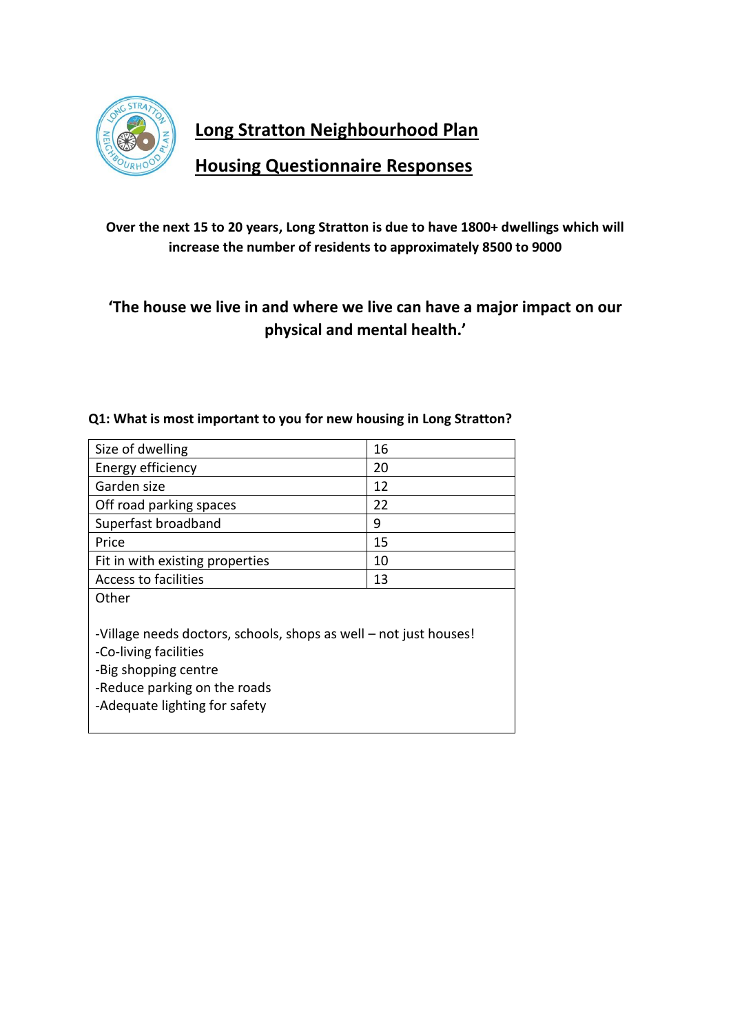# Long Stratton Neighbourhood Plan

## Housing Questionnaire Responses

**Over the next 15 to 20 years, Long Stratton is due to have 1800+ dwellings which will increase the number of residents to approximately 8500 to 9000**

### 'The house we live in and where we live can have a major impact on our physical and mental health.'

**Q1: What is most important to you for new housing in Long Stratton?**

| | |
|---|---|
| Size of dwelling | 16 |
| Energy efficiency | 20 |
| Garden size | 12 |
| Off road parking spaces | 22 |
| Superfast broadband | 9 |
| Price | 15 |
| Fit in with existing properties | 10 |
| Access to facilities | 13 |

Other

-Village needs doctors, schools, shops as well – not just houses!
-Co-living facilities
-Big shopping centre
-Reduce parking on the roads
-Adequate lighting for safety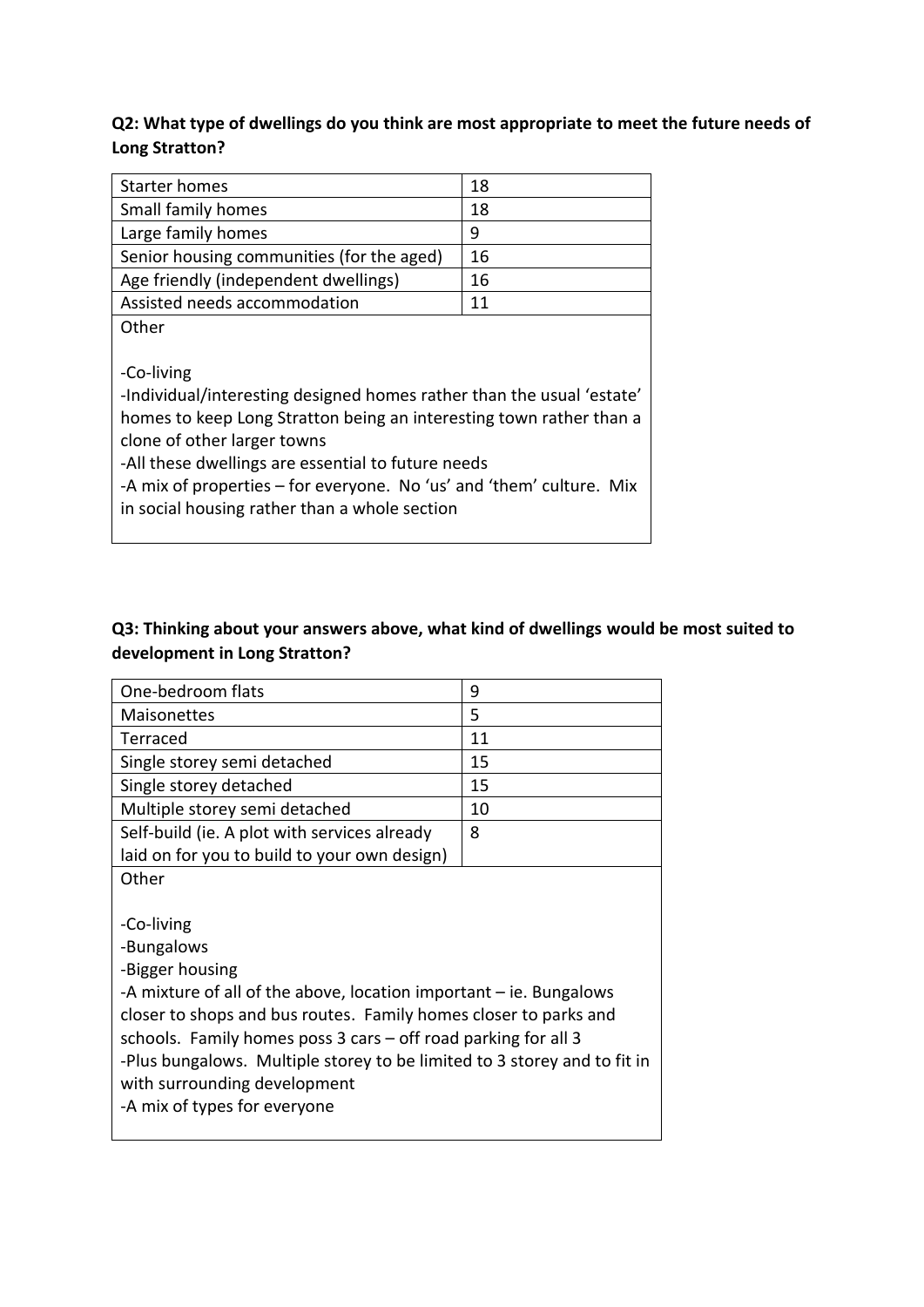**Q2: What type of dwellings do you think are most appropriate to meet the future needs of Long Stratton?**

| | |
|---|---|
| Starter homes | 18 |
| Small family homes | 18 |
| Large family homes | 9 |
| Senior housing communities (for the aged) | 16 |
| Age friendly (independent dwellings) | 16 |
| Assisted needs accommodation | 11 |

Other

-Co-living
-Individual/interesting designed homes rather than the usual 'estate' homes to keep Long Stratton being an interesting town rather than a clone of other larger towns
-All these dwellings are essential to future needs
-A mix of properties – for everyone. No 'us' and 'them' culture. Mix in social housing rather than a whole section

**Q3: Thinking about your answers above, what kind of dwellings would be most suited to development in Long Stratton?**

| | |
|---|---|
| One-bedroom flats | 9 |
| Maisonettes | 5 |
| Terraced | 11 |
| Single storey semi detached | 15 |
| Single storey detached | 15 |
| Multiple storey semi detached | 10 |
| Self-build (ie. A plot with services already laid on for you to build to your own design) | 8 |

Other

-Co-living
-Bungalows
-Bigger housing
-A mixture of all of the above, location important – ie. Bungalows closer to shops and bus routes. Family homes closer to parks and schools. Family homes poss 3 cars – off road parking for all 3
-Plus bungalows. Multiple storey to be limited to 3 storey and to fit in with surrounding development
-A mix of types for everyone